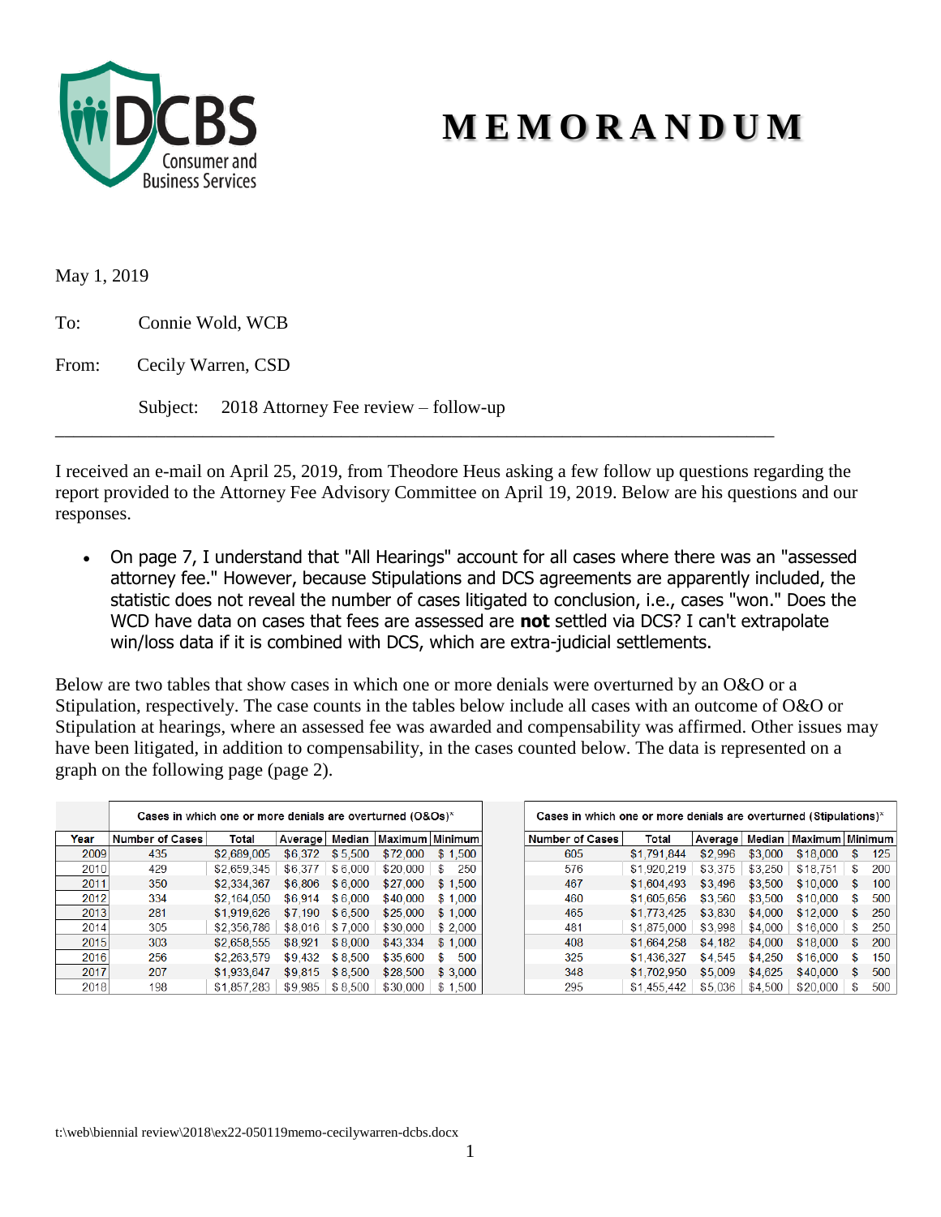DCBS Consumer and Business Services

# MEMORANDUM

May 1, 2019

To: Connie Wold, WCB

From: Cecily Warren, CSD

Subject: 2018 Attorney Fee review – follow-up

---

I received an e-mail on April 25, 2019, from Theodore Heus asking a few follow up questions regarding the report provided to the Attorney Fee Advisory Committee on April 19, 2019. Below are his questions and our responses.

- On page 7, I understand that "All Hearings" account for all cases where there was an "assessed attorney fee." However, because Stipulations and DCS agreements are apparently included, the statistic does not reveal the number of cases litigated to conclusion, i.e., cases "won." Does the WCD have data on cases that fees are assessed are **not** settled via DCS? I can't extrapolate win/loss data if it is combined with DCS, which are extra-judicial settlements.

Below are two tables that show cases in which one or more denials were overturned by an O&O or a Stipulation, respectively. The case counts in the tables below include all cases with an outcome of O&O or Stipulation at hearings, where an assessed fee was awarded and compensability was affirmed. Other issues may have been litigated, in addition to compensability, in the cases counted below. The data is represented on a graph on the following page (page 2).

| | Cases in which one or more denials are overturned (O&Os)* | | | | | | Cases in which one or more denials are overturned (Stipulations)* | | | | | |
|---|---|---|---|---|---|---|---|---|---|---|---|---|
| Year | Number of Cases | Total | Average | Median | Maximum | Minimum | Number of Cases | Total | Average | Median | Maximum | Minimum |
| 2009 | 435 | $2,689,005 | $6,372 | $5,500 | $72,000 | $1,500 | 605 | $1,791,844 | $2,996 | $3,000 | $18,000 | $125 |
| 2010 | 429 | $2,659,345 | $6,377 | $6,000 | $20,000 | $250 | 576 | $1,920,219 | $3,375 | $3,250 | $18,751 | $200 |
| 2011 | 350 | $2,334,367 | $6,806 | $6,000 | $27,000 | $1,500 | 467 | $1,604,493 | $3,496 | $3,500 | $10,000 | $100 |
| 2012 | 334 | $2,164,050 | $6,914 | $6,000 | $40,000 | $1,000 | 460 | $1,605,656 | $3,560 | $3,500 | $10,000 | $500 |
| 2013 | 281 | $1,919,626 | $7,190 | $6,500 | $25,000 | $1,000 | 465 | $1,773,425 | $3,830 | $4,000 | $12,000 | $250 |
| 2014 | 305 | $2,356,786 | $8,016 | $7,000 | $30,000 | $2,000 | 481 | $1,875,000 | $3,998 | $4,000 | $16,000 | $250 |
| 2015 | 303 | $2,658,555 | $8,921 | $8,000 | $43,334 | $1,000 | 408 | $1,664,258 | $4,182 | $4,000 | $18,000 | $200 |
| 2016 | 256 | $2,263,579 | $9,432 | $8,500 | $35,600 | $500 | 325 | $1,436,327 | $4,545 | $4,250 | $16,000 | $150 |
| 2017 | 207 | $1,933,647 | $9,815 | $8,500 | $28,500 | $3,000 | 348 | $1,702,950 | $5,009 | $4,625 | $40,000 | $500 |
| 2018 | 198 | $1,857,283 | $9,985 | $8,500 | $30,000 | $1,500 | 295 | $1,455,442 | $5,036 | $4,500 | $20,000 | $500 |

t:\web\biennial review\2018\ex22-050119memo-cecilywarren-dcbs.docx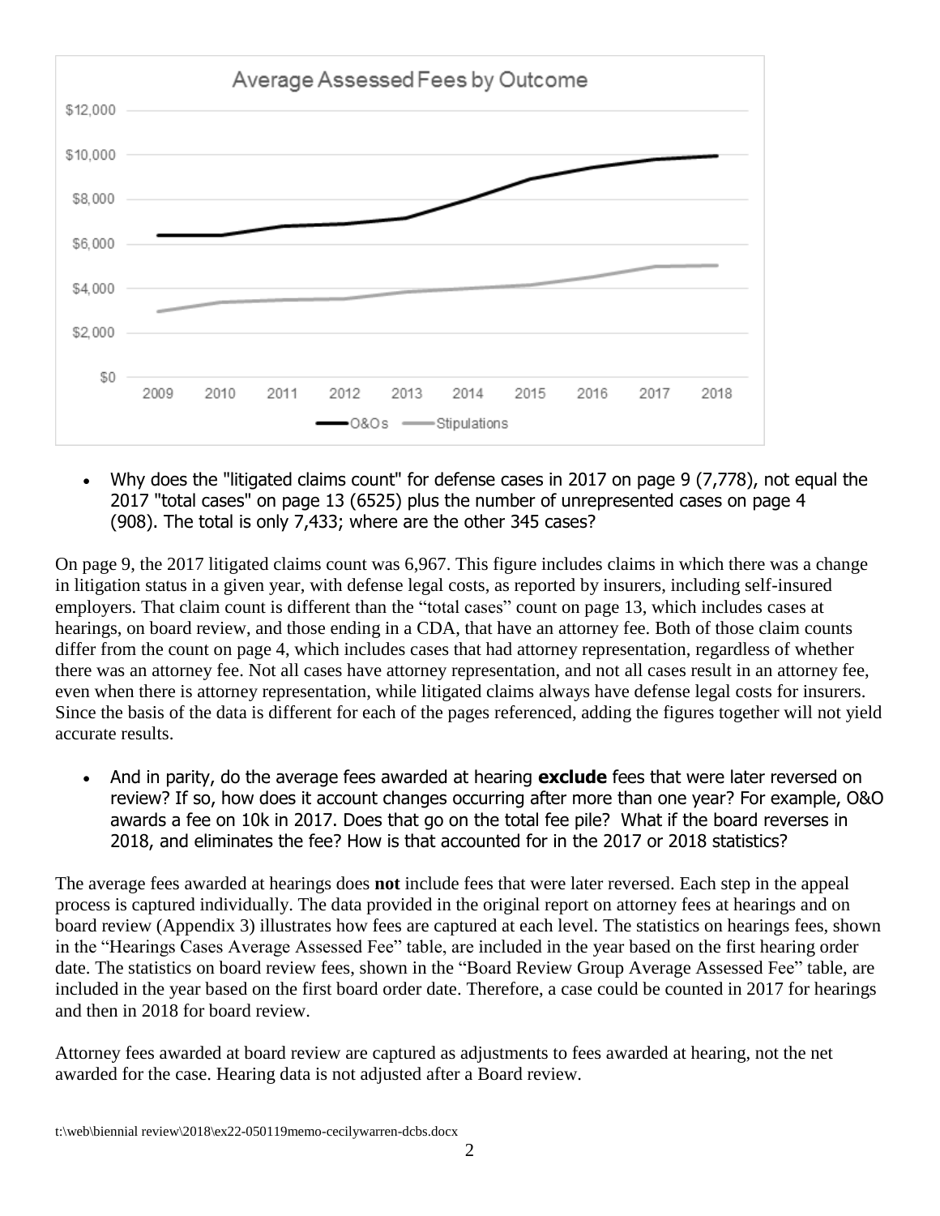Average Assessed Fees by Outcome

$12,000
$10,000
$8,000
$6,000
$4,000
$2,000
$0

2009 2010 2011 2012 2013 2014 2015 2016 2017 2018

O&Os Stipulations

- Why does the "litigated claims count" for defense cases in 2017 on page 9 (7,778), not equal the 2017 "total cases" on page 13 (6525) plus the number of unrepresented cases on page 4 (908). The total is only 7,433; where are the other 345 cases?

On page 9, the 2017 litigated claims count was 6,967. This figure includes claims in which there was a change in litigation status in a given year, with defense legal costs, as reported by insurers, including self-insured employers. That claim count is different than the "total cases" count on page 13, which includes cases at hearings, on board review, and those ending in a CDA, that have an attorney fee. Both of those claim counts differ from the count on page 4, which includes cases that had attorney representation, regardless of whether there was an attorney fee. Not all cases have attorney representation, and not all cases result in an attorney fee, even when there is attorney representation, while litigated claims always have defense legal costs for insurers. Since the basis of the data is different for each of the pages referenced, adding the figures together will not yield accurate results.

- And in parity, do the average fees awarded at hearing **exclude** fees that were later reversed on review? If so, how does it account changes occurring after more than one year? For example, O&O awards a fee on 10k in 2017. Does that go on the total fee pile? What if the board reverses in 2018, and eliminates the fee? How is that accounted for in the 2017 or 2018 statistics?

The average fees awarded at hearings does **not** include fees that were later reversed. Each step in the appeal process is captured individually. The data provided in the original report on attorney fees at hearings and on board review (Appendix 3) illustrates how fees are captured at each level. The statistics on hearings fees, shown in the "Hearings Cases Average Assessed Fee" table, are included in the year based on the first hearing order date. The statistics on board review fees, shown in the "Board Review Group Average Assessed Fee" table, are included in the year based on the first board order date. Therefore, a case could be counted in 2017 for hearings and then in 2018 for board review.

Attorney fees awarded at board review are captured as adjustments to fees awarded at hearing, not the net awarded for the case. Hearing data is not adjusted after a Board review.

t:\web\biennial review\2018\ex22-050119memo-cecilywarren-dcbs.docx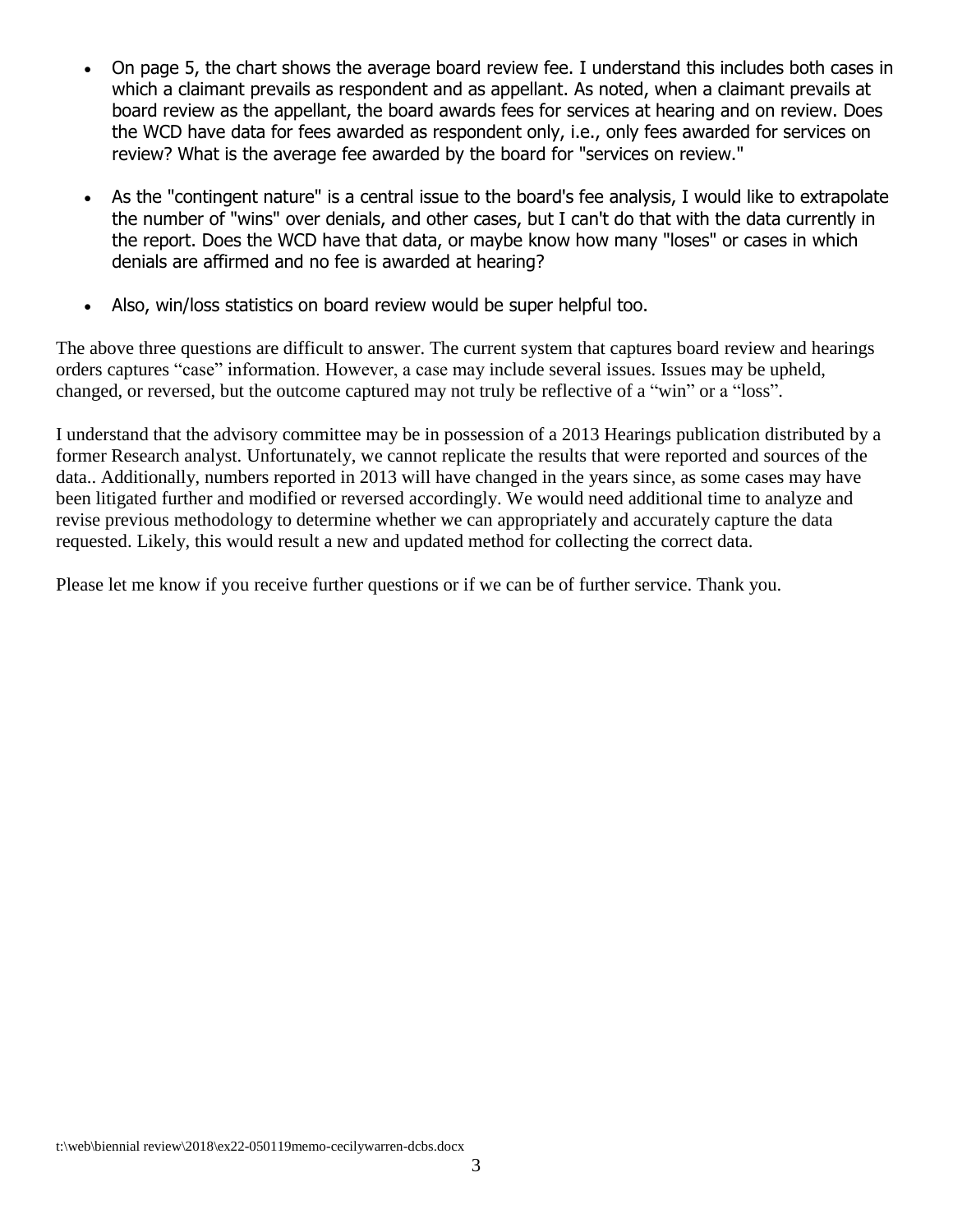- On page 5, the chart shows the average board review fee. I understand this includes both cases in which a claimant prevails as respondent and as appellant. As noted, when a claimant prevails at board review as the appellant, the board awards fees for services at hearing and on review. Does the WCD have data for fees awarded as respondent only, i.e., only fees awarded for services on review? What is the average fee awarded by the board for "services on review."

- As the "contingent nature" is a central issue to the board's fee analysis, I would like to extrapolate the number of "wins" over denials, and other cases, but I can't do that with the data currently in the report. Does the WCD have that data, or maybe know how many "loses" or cases in which denials are affirmed and no fee is awarded at hearing?

- Also, win/loss statistics on board review would be super helpful too.

The above three questions are difficult to answer. The current system that captures board review and hearings orders captures "case" information. However, a case may include several issues. Issues may be upheld, changed, or reversed, but the outcome captured may not truly be reflective of a "win" or a "loss".

I understand that the advisory committee may be in possession of a 2013 Hearings publication distributed by a former Research analyst. Unfortunately, we cannot replicate the results that were reported and sources of the data.. Additionally, numbers reported in 2013 will have changed in the years since, as some cases may have been litigated further and modified or reversed accordingly. We would need additional time to analyze and revise previous methodology to determine whether we can appropriately and accurately capture the data requested. Likely, this would result a new and updated method for collecting the correct data.

Please let me know if you receive further questions or if we can be of further service. Thank you.

t:\web\biennial review\2018\ex22-050119memo-cecilywarren-dcbs.docx